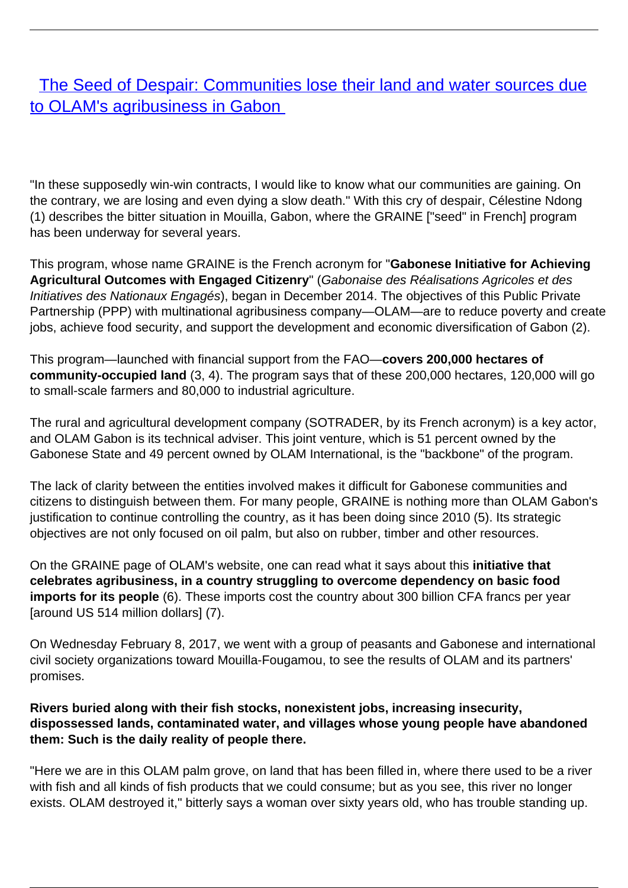# [The Seed of Despair: Communities lose their land and water sources due to OLAM's agribusiness in Gabon]

"In these supposedly win-win contracts, I would like to know what our communities are gaining. On the contrary, we are losing and even dying a slow death." With this cry of despair, Célestine Ndong (1) describes the bitter situation in Mouilla, Gabon, where the GRAINE ["seed" in French] program has been underway for several years.

This program, whose name GRAINE is the French acronym for "**Gabonese Initiative for Achieving Agricultural Outcomes with Engaged Citizenry**" (*Gabonaise des Réalisations Agricoles et des Initiatives des Nationaux Engagés*), began in December 2014. The objectives of this Public Private Partnership (PPP) with multinational agribusiness company—OLAM—are to reduce poverty and create jobs, achieve food security, and support the development and economic diversification of Gabon (2).

This program—launched with financial support from the FAO—**covers 200,000 hectares of community-occupied land** (3, 4). The program says that of these 200,000 hectares, 120,000 will go to small-scale farmers and 80,000 to industrial agriculture.

The rural and agricultural development company (SOTRADER, by its French acronym) is a key actor, and OLAM Gabon is its technical adviser. This joint venture, which is 51 percent owned by the Gabonese State and 49 percent owned by OLAM International, is the "backbone" of the program.

The lack of clarity between the entities involved makes it difficult for Gabonese communities and citizens to distinguish between them. For many people, GRAINE is nothing more than OLAM Gabon's justification to continue controlling the country, as it has been doing since 2010 (5). Its strategic objectives are not only focused on oil palm, but also on rubber, timber and other resources.

On the GRAINE page of OLAM's website, one can read what it says about this **initiative that celebrates agribusiness, in a country struggling to overcome dependency on basic food imports for its people** (6). These imports cost the country about 300 billion CFA francs per year [around US 514 million dollars] (7).

On Wednesday February 8, 2017, we went with a group of peasants and Gabonese and international civil society organizations toward Mouilla-Fougamou, to see the results of OLAM and its partners' promises.

**Rivers buried along with their fish stocks, nonexistent jobs, increasing insecurity, dispossessed lands, contaminated water, and villages whose young people have abandoned them: Such is the daily reality of people there.**

"Here we are in this OLAM palm grove, on land that has been filled in, where there used to be a river with fish and all kinds of fish products that we could consume; but as you see, this river no longer exists. OLAM destroyed it," bitterly says a woman over sixty years old, who has trouble standing up.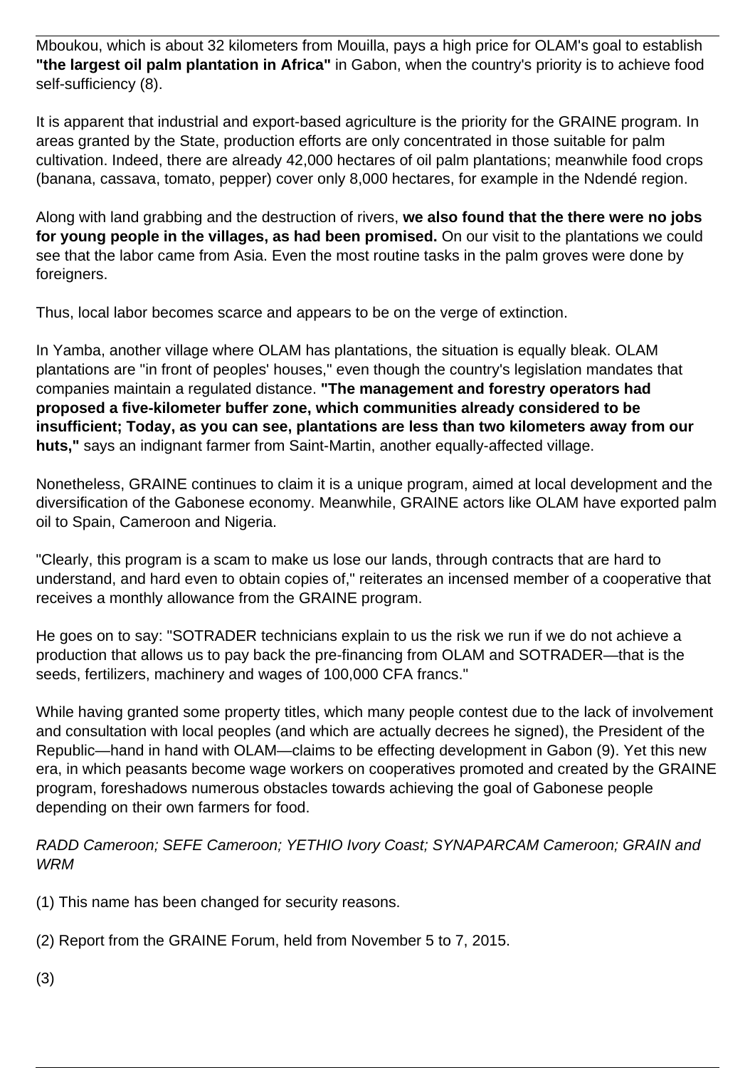Mboukou, which is about 32 kilometers from Mouilla, pays a high price for OLAM's goal to establish **"the largest oil palm plantation in Africa"** in Gabon, when the country's priority is to achieve food self-sufficiency (8).

It is apparent that industrial and export-based agriculture is the priority for the GRAINE program. In areas granted by the State, production efforts are only concentrated in those suitable for palm cultivation. Indeed, there are already 42,000 hectares of oil palm plantations; meanwhile food crops (banana, cassava, tomato, pepper) cover only 8,000 hectares, for example in the Ndendé region.

Along with land grabbing and the destruction of rivers, **we also found that the there were no jobs for young people in the villages, as had been promised.** On our visit to the plantations we could see that the labor came from Asia. Even the most routine tasks in the palm groves were done by foreigners.

Thus, local labor becomes scarce and appears to be on the verge of extinction.

In Yamba, another village where OLAM has plantations, the situation is equally bleak. OLAM plantations are "in front of peoples' houses," even though the country's legislation mandates that companies maintain a regulated distance. **"The management and forestry operators had proposed a five-kilometer buffer zone, which communities already considered to be insufficient; Today, as you can see, plantations are less than two kilometers away from our huts,"** says an indignant farmer from Saint-Martin, another equally-affected village.

Nonetheless, GRAINE continues to claim it is a unique program, aimed at local development and the diversification of the Gabonese economy. Meanwhile, GRAINE actors like OLAM have exported palm oil to Spain, Cameroon and Nigeria.

"Clearly, this program is a scam to make us lose our lands, through contracts that are hard to understand, and hard even to obtain copies of," reiterates an incensed member of a cooperative that receives a monthly allowance from the GRAINE program.

He goes on to say: "SOTRADER technicians explain to us the risk we run if we do not achieve a production that allows us to pay back the pre-financing from OLAM and SOTRADER—that is the seeds, fertilizers, machinery and wages of 100,000 CFA francs."

While having granted some property titles, which many people contest due to the lack of involvement and consultation with local peoples (and which are actually decrees he signed), the President of the Republic—hand in hand with OLAM—claims to be effecting development in Gabon (9). Yet this new era, in which peasants become wage workers on cooperatives promoted and created by the GRAINE program, foreshadows numerous obstacles towards achieving the goal of Gabonese people depending on their own farmers for food.

*RADD Cameroon; SEFE Cameroon; YETHIO Ivory Coast; SYNAPARCAM Cameroon; GRAIN and WRM*

(1) This name has been changed for security reasons.

(2) Report from the GRAINE Forum, held from November 5 to 7, 2015.

(3)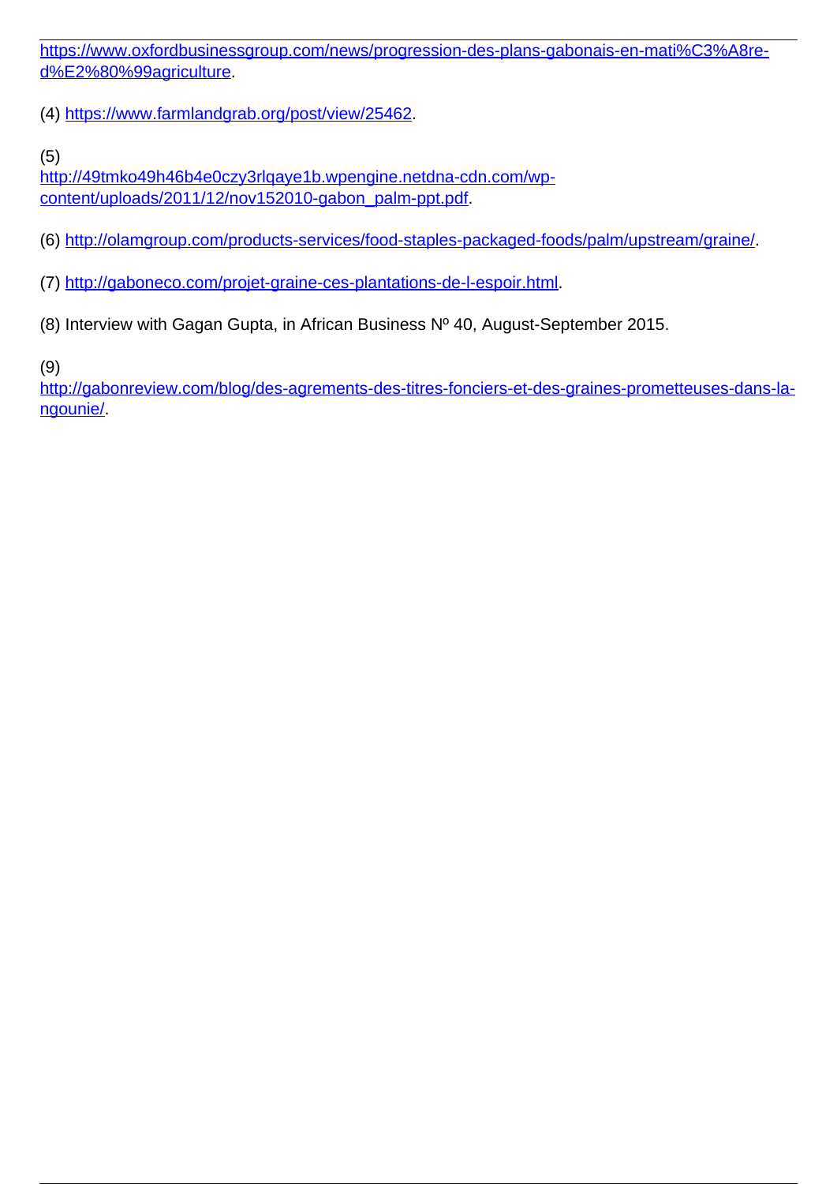https://www.oxfordbusinessgroup.com/news/progression-des-plans-gabonais-en-mati%C3%A8re-d%E2%80%99agriculture.

(4) https://www.farmlandgrab.org/post/view/25462.

(5)
http://49tmko49h46b4e0czy3rlqaye1b.wpengine.netdna-cdn.com/wp-content/uploads/2011/12/nov152010-gabon_palm-ppt.pdf.

(6) http://olamgroup.com/products-services/food-staples-packaged-foods/palm/upstream/graine/.

(7) http://gaboneco.com/projet-graine-ces-plantations-de-l-espoir.html.

(8) Interview with Gagan Gupta, in African Business Nº 40, August-September 2015.

(9)
http://gabonreview.com/blog/des-agrements-des-titres-fonciers-et-des-graines-prometteuses-dans-la-ngounie/.